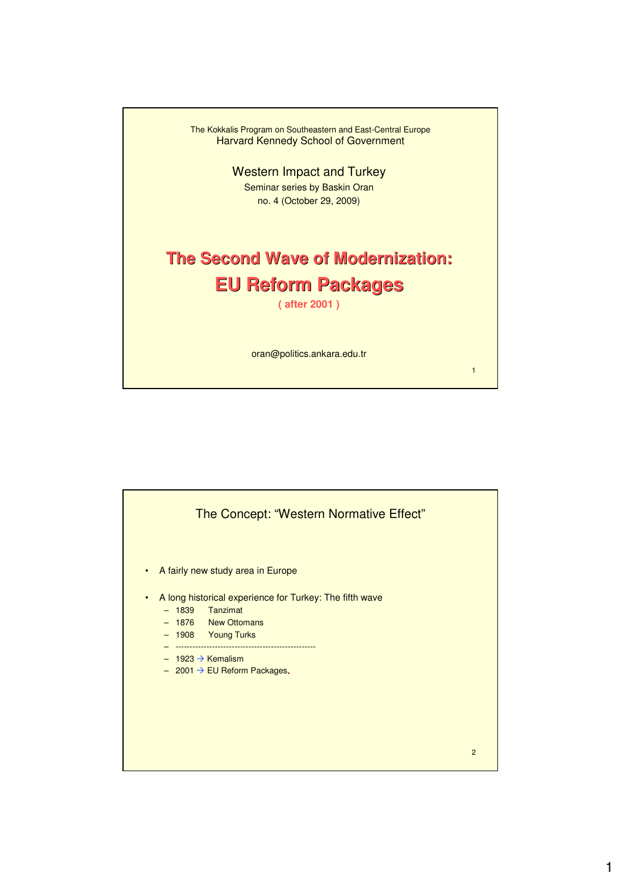The Kokkalis Program on Southeastern and East-Central Europe
Harvard Kennedy School of Government

Western Impact and Turkey
Seminar series by Baskin Oran
no. 4 (October 29, 2009)

# The Second Wave of Modernization: EU Reform Packages

**( after 2001 )**

oran@politics.ankara.edu.tr

---

## The Concept: "Western Normative Effect"

- A fairly new study area in Europe
- A long historical experience for Turkey: The fifth wave
  - 1839 Tanzimat
  - 1876 New Ottomans
  - 1908 Young Turks
  - --------------------------------------------------
  - 1923 → Kemalism
  - 2001 → EU Reform Packages.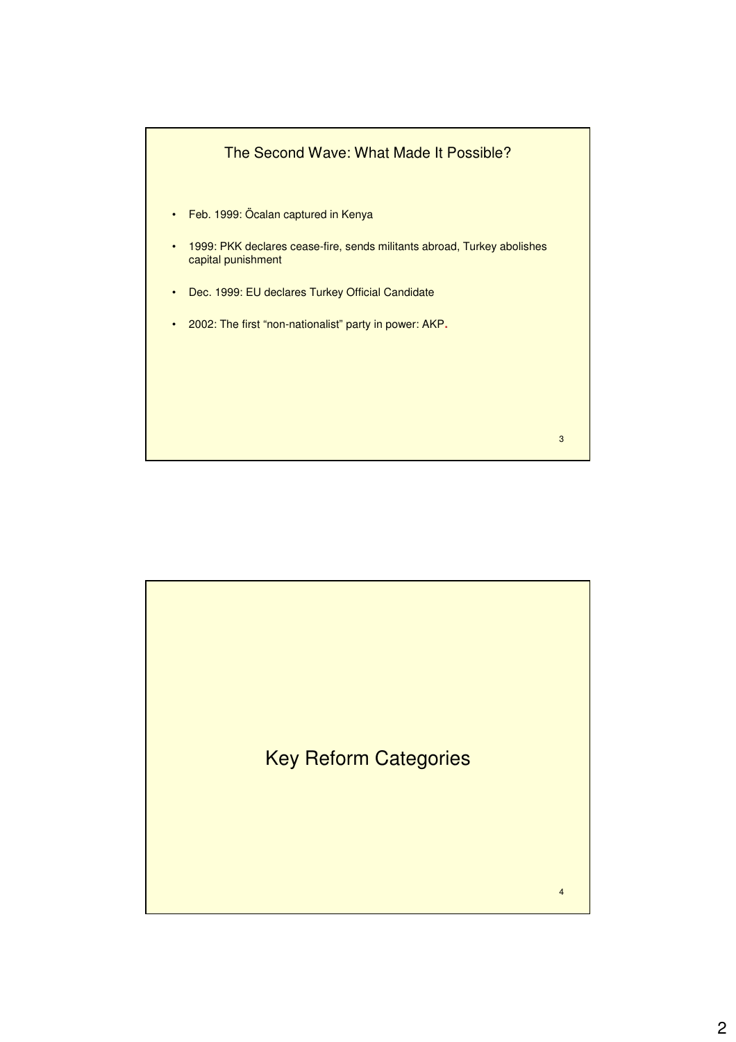## The Second Wave: What Made It Possible?

- Feb. 1999: Öcalan captured in Kenya
- 1999: PKK declares cease-fire, sends militants abroad, Turkey abolishes capital punishment
- Dec. 1999: EU declares Turkey Official Candidate
- 2002: The first "non-nationalist" party in power: AKP.

## Key Reform Categories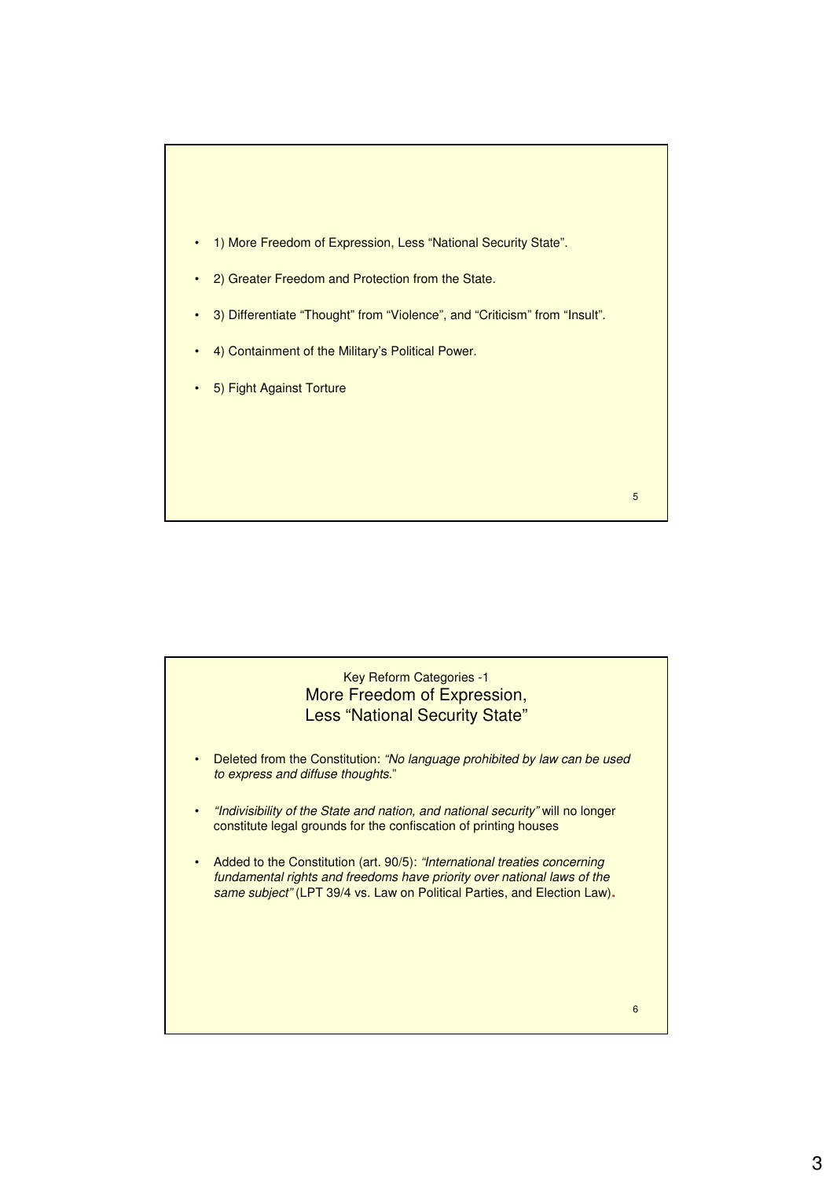- 1) More Freedom of Expression, Less "National Security State".
- 2) Greater Freedom and Protection from the State.
- 3) Differentiate "Thought" from "Violence", and "Criticism" from "Insult".
- 4) Containment of the Military's Political Power.
- 5) Fight Against Torture

Key Reform Categories -1

## More Freedom of Expression, Less "National Security State"

- Deleted from the Constitution: *"No language prohibited by law can be used to express and diffuse thoughts."*
- *"Indivisibility of the State and nation, and national security"* will no longer constitute legal grounds for the confiscation of printing houses
- Added to the Constitution (art. 90/5): *"International treaties concerning fundamental rights and freedoms have priority over national laws of the same subject"* (LPT 39/4 vs. Law on Political Parties, and Election Law).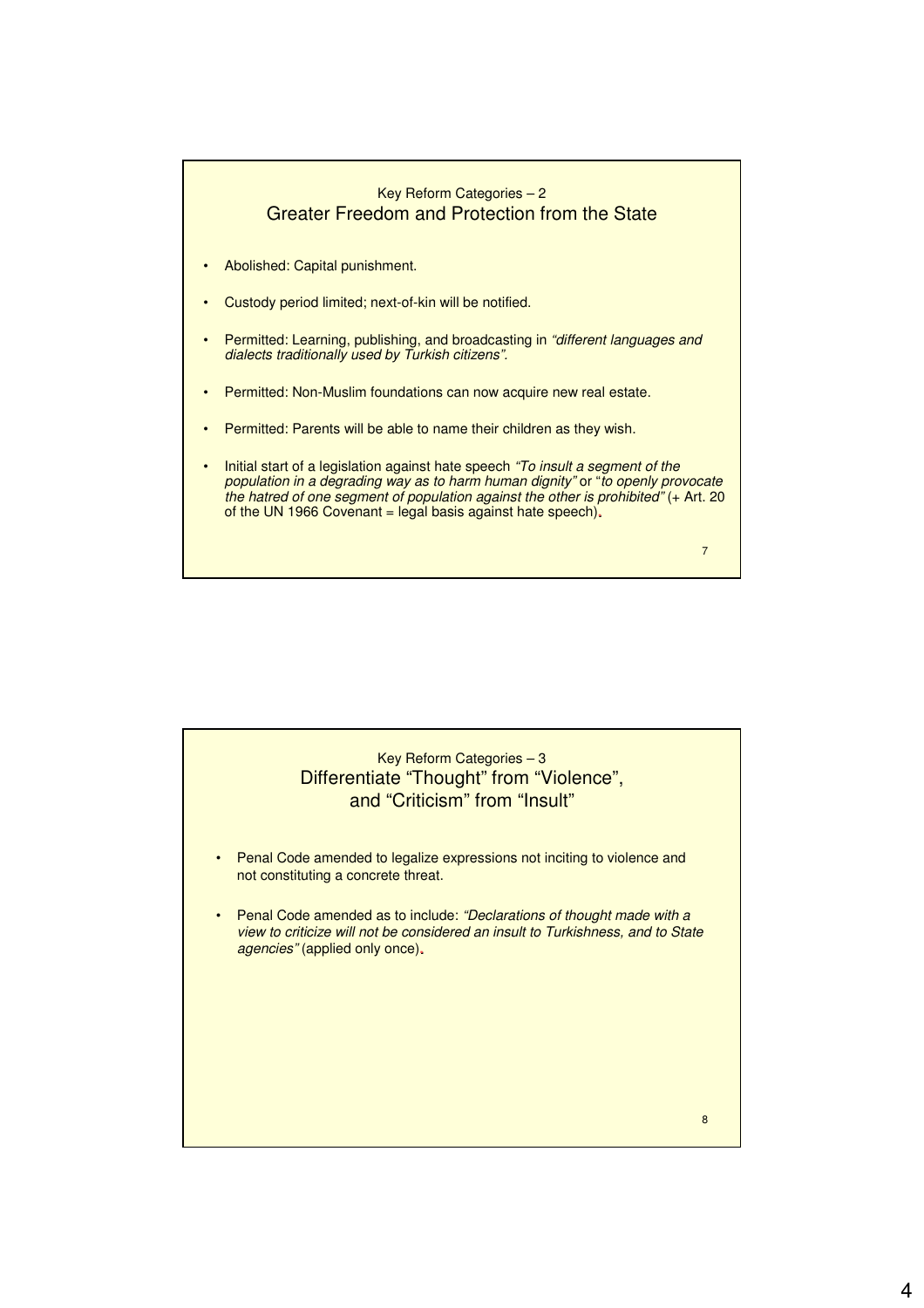## Key Reform Categories – 2
### Greater Freedom and Protection from the State

- Abolished: Capital punishment.
- Custody period limited; next-of-kin will be notified.
- Permitted: Learning, publishing, and broadcasting in *"different languages and dialects traditionally used by Turkish citizens".*
- Permitted: Non-Muslim foundations can now acquire new real estate.
- Permitted: Parents will be able to name their children as they wish.
- Initial start of a legislation against hate speech *"To insult a segment of the population in a degrading way as to harm human dignity"* or "*to openly provoke the hatred of one segment of population against the other is prohibited"* (+ Art. 20 of the UN 1966 Covenant = legal basis against hate speech).

## Key Reform Categories – 3
### Differentiate "Thought" from "Violence", and "Criticism" from "Insult"

- Penal Code amended to legalize expressions not inciting to violence and not constituting a concrete threat.
- Penal Code amended as to include: *"Declarations of thought made with a view to criticize will not be considered an insult to Turkishness, and to State agencies"* (applied only once).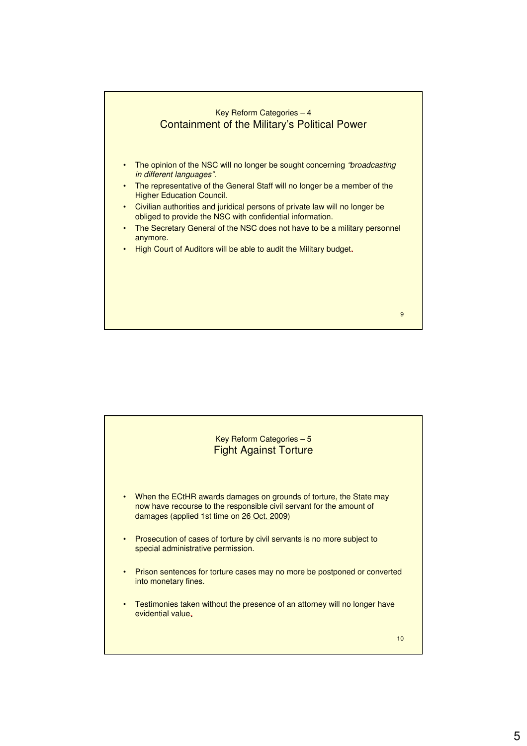## Key Reform Categories – 4
## Containment of the Military's Political Power

- The opinion of the NSC will no longer be sought concerning *"broadcasting in different languages"*.
- The representative of the General Staff will no longer be a member of the Higher Education Council.
- Civilian authorities and juridical persons of private law will no longer be obliged to provide the NSC with confidential information.
- The Secretary General of the NSC does not have to be a military personnel anymore.
- High Court of Auditors will be able to audit the Military budget.

## Key Reform Categories – 5
## Fight Against Torture

- When the ECtHR awards damages on grounds of torture, the State may now have recourse to the responsible civil servant for the amount of damages (applied 1st time on 26 Oct. 2009)
- Prosecution of cases of torture by civil servants is no more subject to special administrative permission.
- Prison sentences for torture cases may no more be postponed or converted into monetary fines.
- Testimonies taken without the presence of an attorney will no longer have evidential value.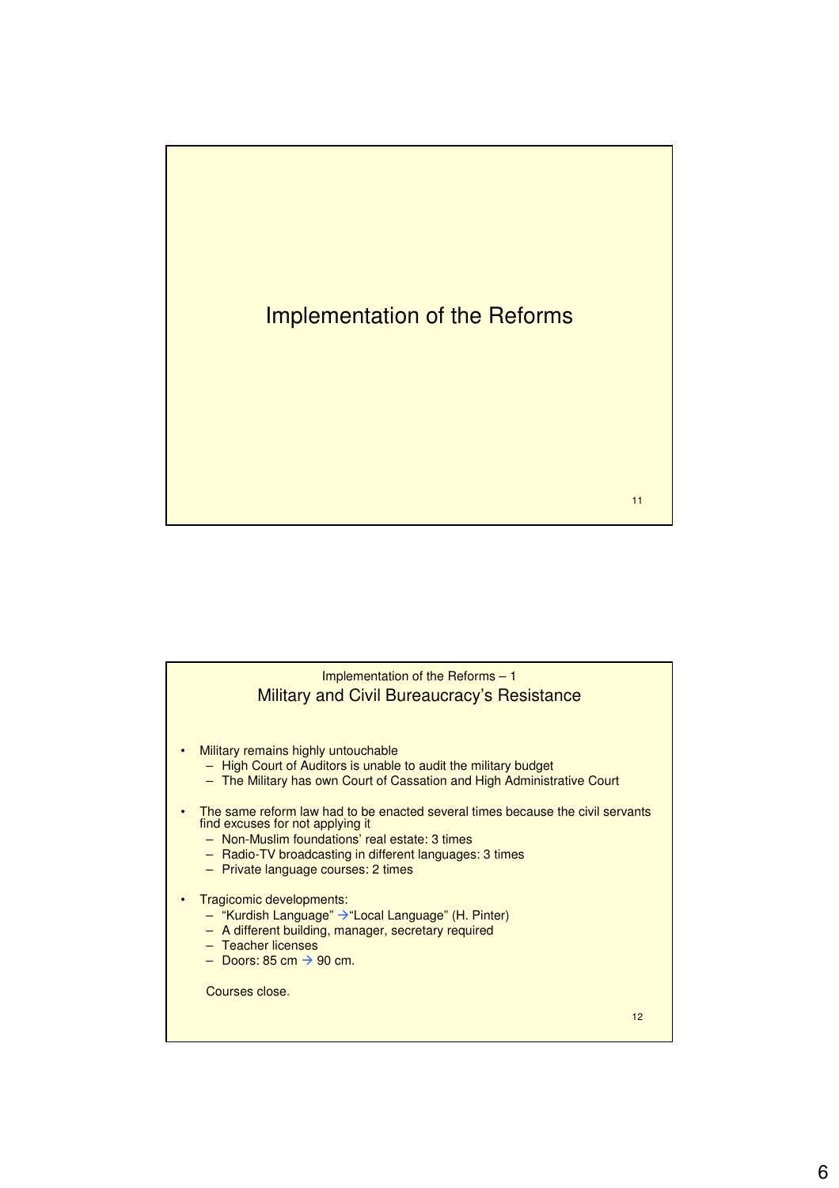# Implementation of the Reforms

Implementation of the Reforms – 1

## Military and Civil Bureaucracy's Resistance

- Military remains highly untouchable
  - High Court of Auditors is unable to audit the military budget
  - The Military has own Court of Cassation and High Administrative Court
- The same reform law had to be enacted several times because the civil servants find excuses for not applying it
  - Non-Muslim foundations' real estate: 3 times
  - Radio-TV broadcasting in different languages: 3 times
  - Private language courses: 2 times
- Tragicomic developments:
  - "Kurdish Language" → "Local Language" (H. Pinter)
  - A different building, manager, secretary required
  - Teacher licenses
  - Doors: 85 cm → 90 cm.

  Courses close.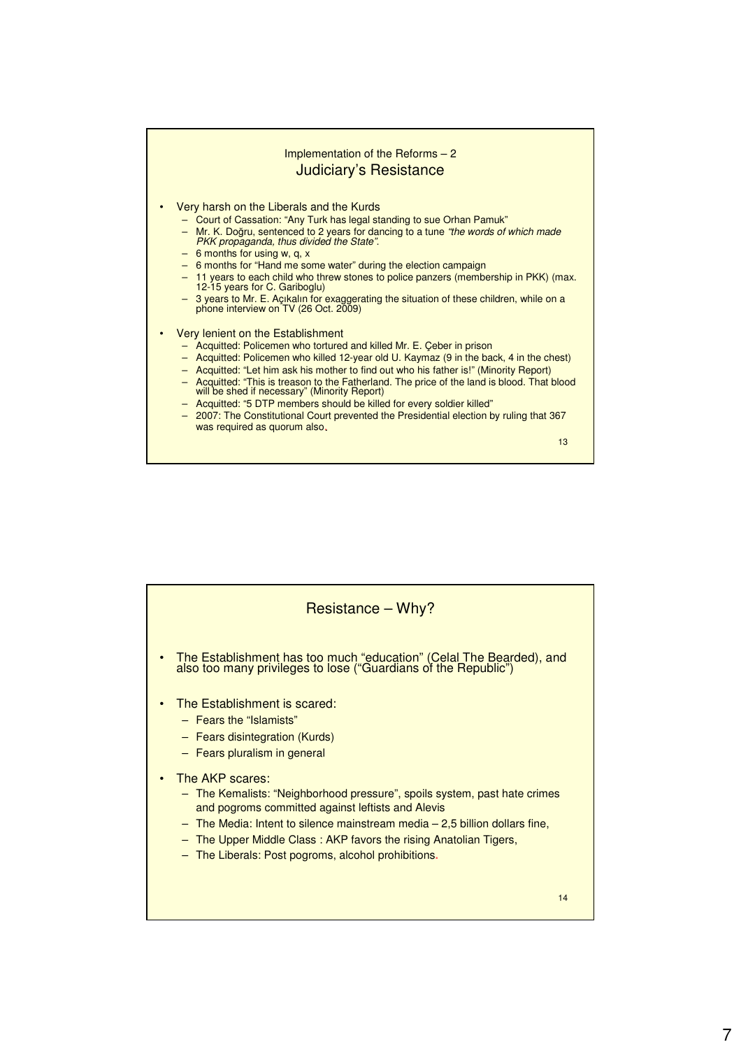## Implementation of the Reforms – 2
## Judiciary's Resistance

- Very harsh on the Liberals and the Kurds
  - Court of Cassation: "Any Turk has legal standing to sue Orhan Pamuk"
  - Mr. K. Doğru, sentenced to 2 years for dancing to a tune *"the words of which made PKK propaganda, thus divided the State".*
  - 6 months for using w, q, x
  - 6 months for "Hand me some water" during the election campaign
  - 11 years to each child who threw stones to police panzers (membership in PKK) (max. 12-15 years for C. Gariboglu)
  - 3 years to Mr. E. Açıkalın for exaggerating the situation of these children, while on a phone interview on TV (26 Oct. 2009)
- Very lenient on the Establishment
  - Acquitted: Policemen who tortured and killed Mr. E. Çeber in prison
  - Acquitted: Policemen who killed 12-year old U. Kaymaz (9 in the back, 4 in the chest)
  - Acquitted: "Let him ask his mother to find out who his father is!" (Minority Report)
  - Acquitted: "This is treason to the Fatherland. The price of the land is blood. That blood will be shed if necessary" (Minority Report)
  - Acquitted: "5 DTP members should be killed for every soldier killed"
  - 2007: The Constitutional Court prevented the Presidential election by ruling that 367 was required as quorum also.

## Resistance – Why?

- The Establishment has too much "education" (Celal The Bearded), and also too many privileges to lose ("Guardians of the Republic")
- The Establishment is scared:
  - Fears the "Islamists"
  - Fears disintegration (Kurds)
  - Fears pluralism in general
- The AKP scares:
  - The Kemalists: "Neighborhood pressure", spoils system, past hate crimes and pogroms committed against leftists and Alevis
  - The Media: Intent to silence mainstream media – 2,5 billion dollars fine,
  - The Upper Middle Class : AKP favors the rising Anatolian Tigers,
  - The Liberals: Post pogroms, alcohol prohibitions.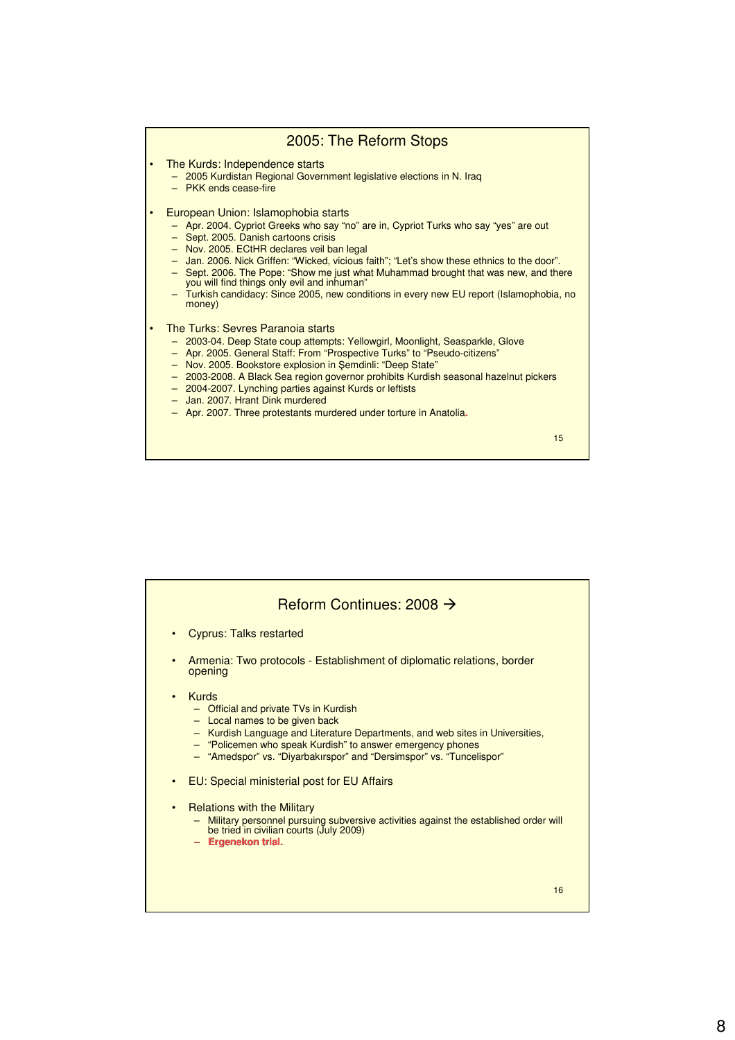## 2005: The Reform Stops

- The Kurds: Independence starts
  - 2005 Kurdistan Regional Government legislative elections in N. Iraq
  - PKK ends cease-fire
- European Union: Islamophobia starts
  - Apr. 2004. Cypriot Greeks who say "no" are in, Cypriot Turks who say "yes" are out
  - Sept. 2005. Danish cartoons crisis
  - Nov. 2005. ECtHR declares veil ban legal
  - Jan. 2006. Nick Griffen: "Wicked, vicious faith"; "Let's show these ethnics to the door".
  - Sept. 2006. The Pope: "Show me just what Muhammad brought that was new, and there you will find things only evil and inhuman"
  - Turkish candidacy: Since 2005, new conditions in every new EU report (Islamophobia, no money)
- The Turks: Sevres Paranoia starts
  - 2003-04. Deep State coup attempts: Yellowgirl, Moonlight, Seasparkle, Glove
  - Apr. 2005. General Staff: From "Prospective Turks" to "Pseudo-citizens"
  - Nov. 2005. Bookstore explosion in Şemdinli: "Deep State"
  - 2003-2008. A Black Sea region governor prohibits Kurdish seasonal hazelnut pickers
  - 2004-2007. Lynching parties against Kurds or leftists
  - Jan. 2007. Hrant Dink murdered
  - Apr. 2007. Three protestants murdered under torture in Anatolia.

## Reform Continues: 2008 →

- Cyprus: Talks restarted
- Armenia: Two protocols - Establishment of diplomatic relations, border opening
- Kurds
  - Official and private TVs in Kurdish
  - Local names to be given back
  - Kurdish Language and Literature Departments, and web sites in Universities,
  - "Policemen who speak Kurdish" to answer emergency phones
  - "Amedspor" vs. "Diyarbakırspor" and "Dersimspor" vs. "Tuncelispor"
- EU: Special ministerial post for EU Affairs
- Relations with the Military
  - Military personnel pursuing subversive activities against the established order will be tried in civilian courts (July 2009)
  - **Ergenekon trial.**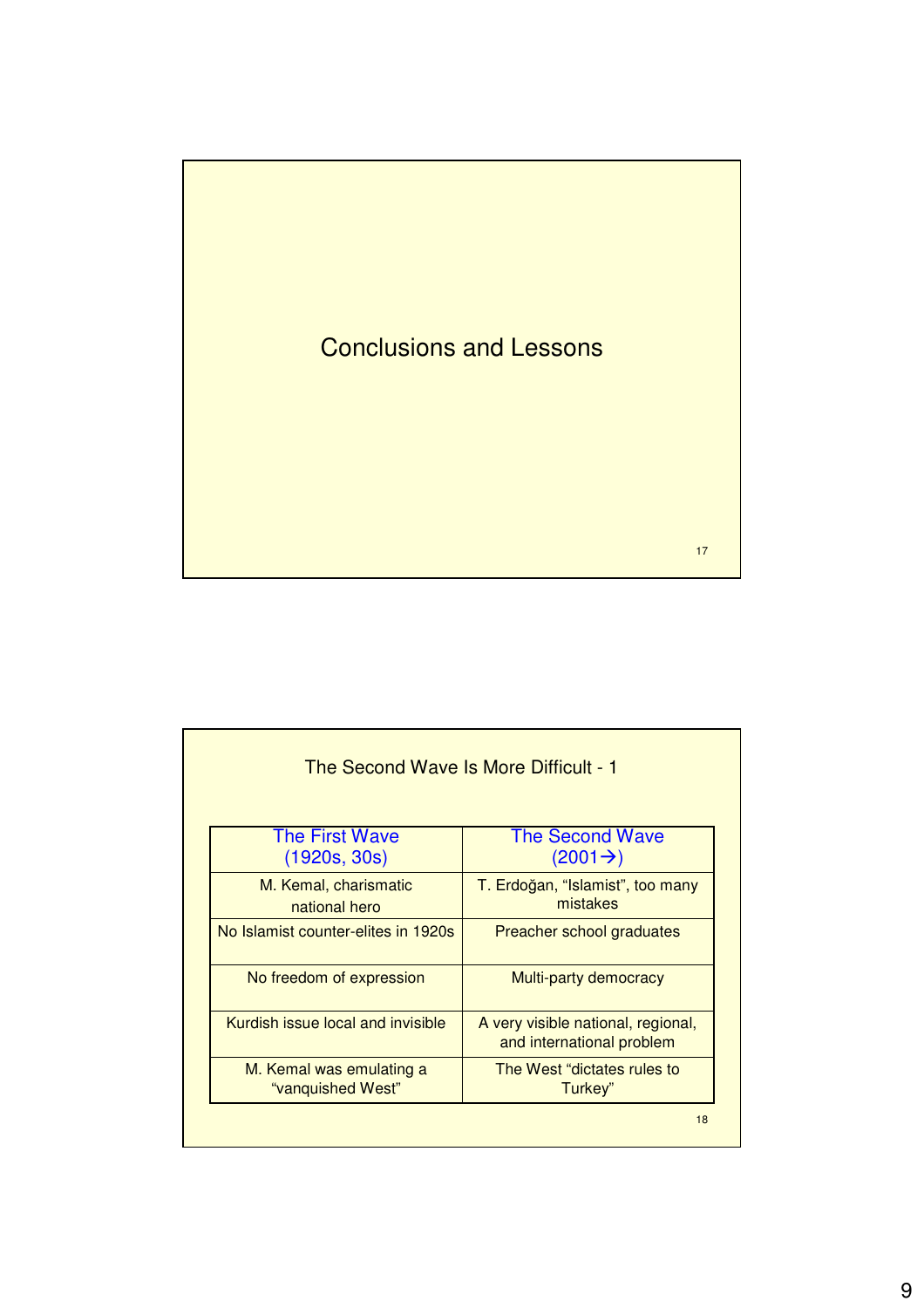# Conclusions and Lessons

## The Second Wave Is More Difficult - 1

| The First Wave (1920s, 30s) | The Second Wave (2001→) |
|---|---|
| M. Kemal, charismatic national hero | T. Erdoğan, "Islamist", too many mistakes |
| No Islamist counter-elites in 1920s | Preacher school graduates |
| No freedom of expression | Multi-party democracy |
| Kurdish issue local and invisible | A very visible national, regional, and international problem |
| M. Kemal was emulating a "vanquished West" | The West "dictates rules to Turkey" |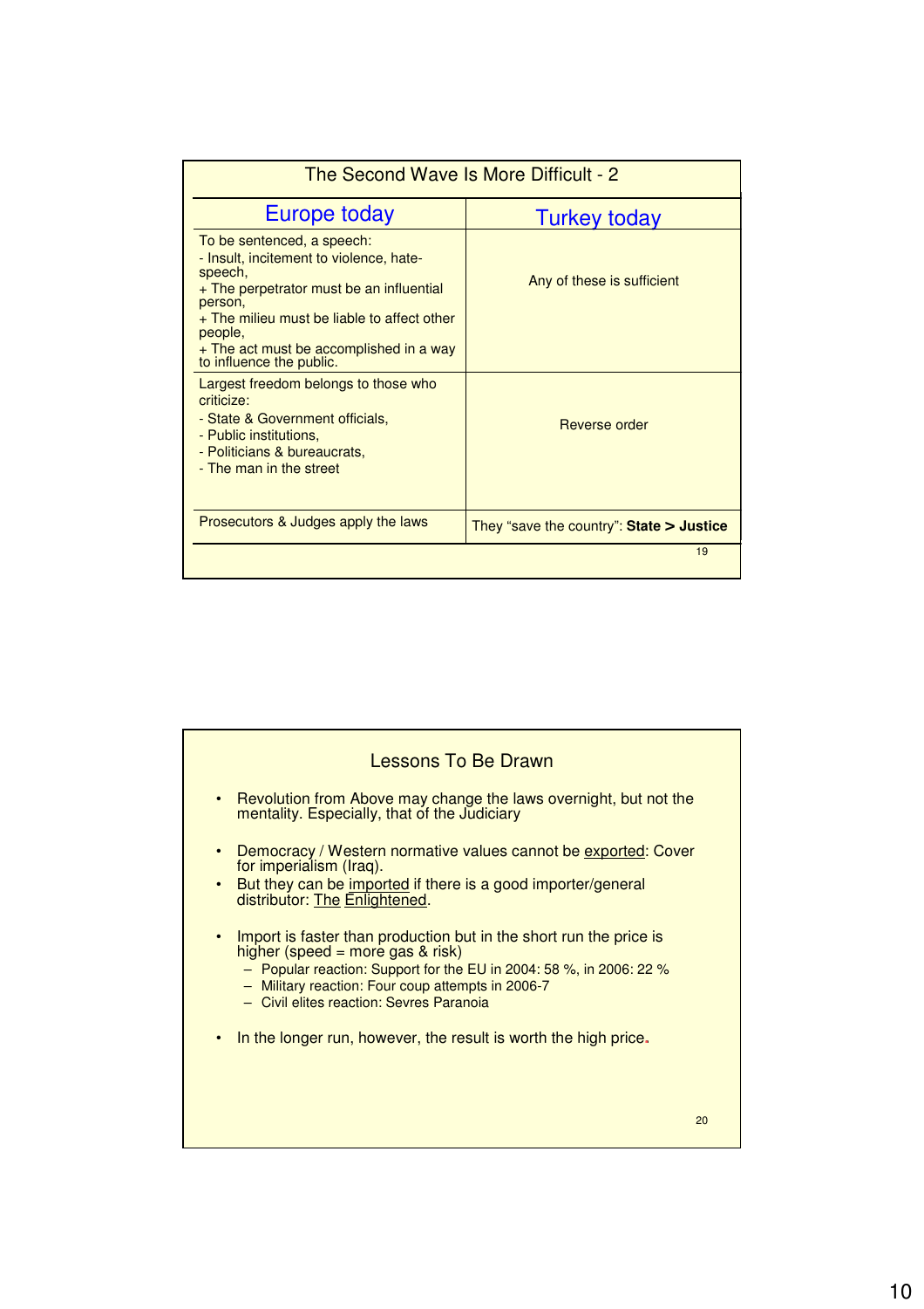## The Second Wave Is More Difficult - 2

| Europe today | Turkey today |
|---|---|
| To be sentenced, a speech:<br>- Insult, incitement to violence, hate-speech,<br>+ The perpetrator must be an influential person,<br>+ The milieu must be liable to affect other people,<br>+ The act must be accomplished in a way to influence the public. | Any of these is sufficient |
| Largest freedom belongs to those who criticize:<br>- State & Government officials,<br>- Public institutions,<br>- Politicians & bureaucrats,<br>- The man in the street | Reverse order |
| Prosecutors & Judges apply the laws | They "save the country": **State > Justice** |

## Lessons To Be Drawn

- Revolution from Above may change the laws overnight, but not the mentality. Especially, that of the Judiciary
- Democracy / Western normative values cannot be <u>exported</u>: Cover for imperialism (Iraq).
- But they can be <u>imported</u> if there is a good importer/general distributor: <u>The Enlightened</u>.
- Import is faster than production but in the short run the price is higher (speed = more gas & risk)
  - Popular reaction: Support for the EU in 2004: 58 %, in 2006: 22 %
  - Military reaction: Four coup attempts in 2006-7
  - Civil elites reaction: Sevres Paranoia
- In the longer run, however, the result is worth the high price.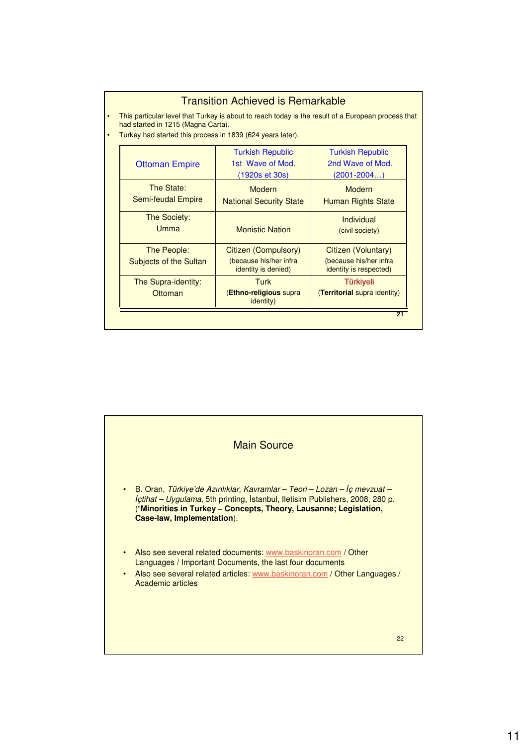## Transition Achieved is Remarkable

- This particular level that Turkey is about to reach today is the result of a European process that had started in 1215 (Magna Carta).
- Turkey had started this process in 1839 (624 years later).

| Ottoman Empire | Turkish Republic 1st Wave of Mod. (1920s et 30s) | Turkish Republic 2nd Wave of Mod. (2001-2004…) |
|---|---|---|
| The State: Semi-feudal Empire | Modern National Security State | Modern Human Rights State |
| The Society: Umma | Monistic Nation | Individual (civil society) |
| The People: Subjects of the Sultan | Citizen (Compulsory) (because his/her infra identity is denied) | Citizen (Voluntary) (because his/her infra identity is respected) |
| The Supra-identity: Ottoman | Turk (**Ethno-religious** supra identity) | Türkiyeli (**Territorial** supra identity) |

## Main Source

- B. Oran, *Türkiye'de Azınlıklar, Kavramlar – Teori – Lozan – İç mevzuat – İçtihat – Uygulama*, 5th printing, İstanbul, Iletisim Publishers, 2008, 280 p. ("**Minorities in Turkey – Concepts, Theory, Lausanne; Legislation, Case-law, Implementation**).
- Also see several related documents: www.baskinoran.com / Other Languages / Important Documents, the last four documents
- Also see several related articles: www.baskinoran.com / Other Languages / Academic articles